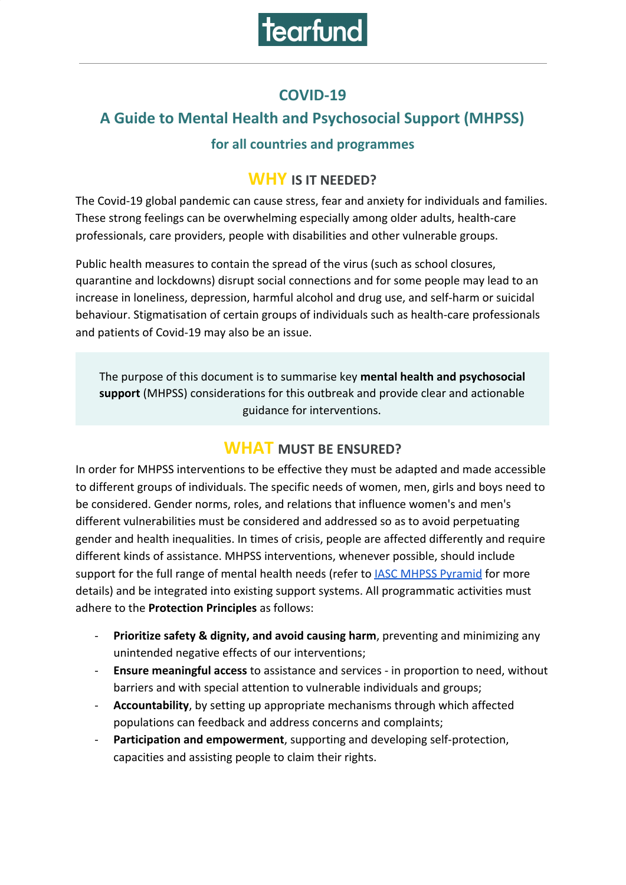tearfund

# COVID-19

## A Guide to Mental Health and Psychosocial Support (MHPSS)

### for all countries and programmes

## WHY IS IT NEEDED?

The Covid-19 global pandemic can cause stress, fear and anxiety for individuals and families. These strong feelings can be overwhelming especially among older adults, health-care professionals, care providers, people with disabilities and other vulnerable groups.

Public health measures to contain the spread of the virus (such as school closures, quarantine and lockdowns) disrupt social connections and for some people may lead to an increase in loneliness, depression, harmful alcohol and drug use, and self-harm or suicidal behaviour. Stigmatisation of certain groups of individuals such as health-care professionals and patients of Covid-19 may also be an issue.

> The purpose of this document is to summarise key **mental health and psychosocial support** (MHPSS) considerations for this outbreak and provide clear and actionable guidance for interventions.

## WHAT MUST BE ENSURED?

In order for MHPSS interventions to be effective they must be adapted and made accessible to different groups of individuals. The specific needs of women, men, girls and boys need to be considered. Gender norms, roles, and relations that influence women's and men's different vulnerabilities must be considered and addressed so as to avoid perpetuating gender and health inequalities. In times of crisis, people are affected differently and require different kinds of assistance. MHPSS interventions, whenever possible, should include support for the full range of mental health needs (refer to IASC MHPSS Pyramid for more details) and be integrated into existing support systems. All programmatic activities must adhere to the **Protection Principles** as follows:

- **Prioritize safety & dignity, and avoid causing harm**, preventing and minimizing any unintended negative effects of our interventions;
- **Ensure meaningful access** to assistance and services - in proportion to need, without barriers and with special attention to vulnerable individuals and groups;
- **Accountability**, by setting up appropriate mechanisms through which affected populations can feedback and address concerns and complaints;
- **Participation and empowerment**, supporting and developing self-protection, capacities and assisting people to claim their rights.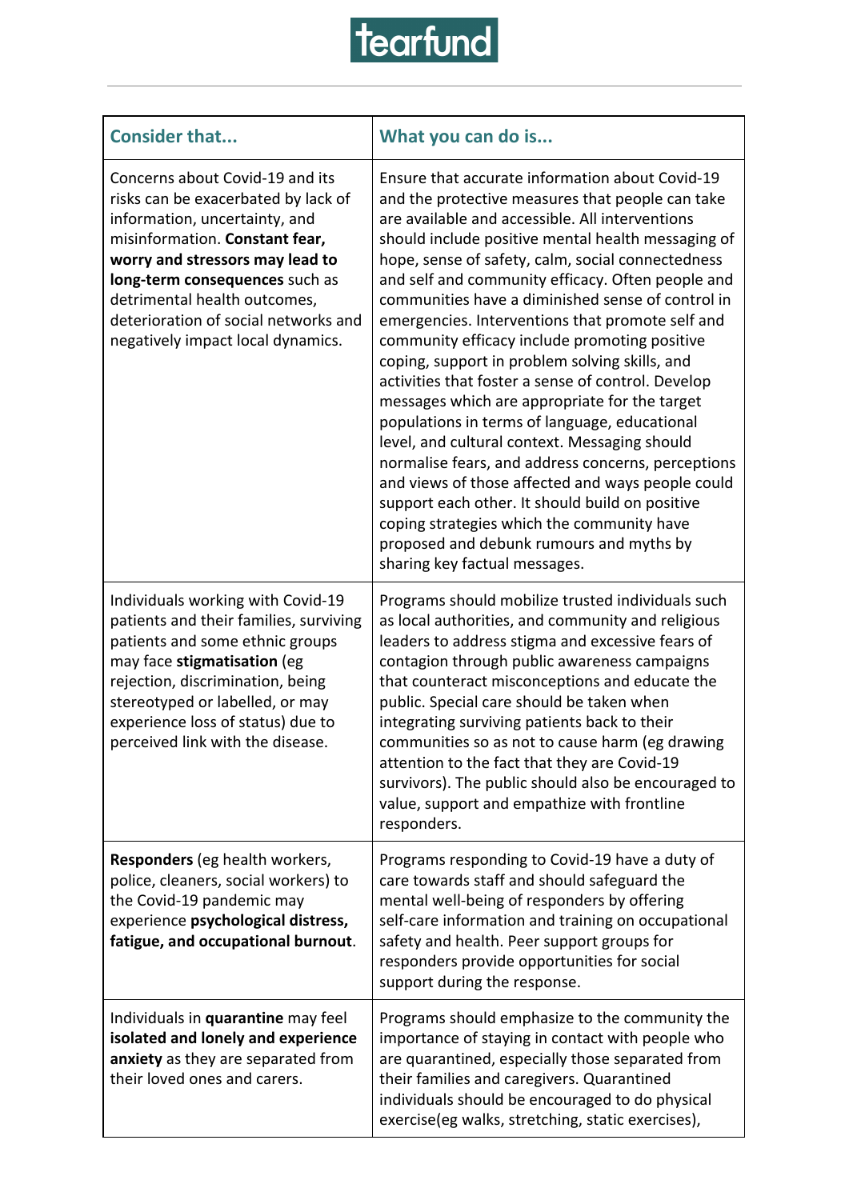| Consider that... | What you can do is... |
|---|---|
| Concerns about Covid-19 and its risks can be exacerbated by lack of information, uncertainty, and misinformation. **Constant fear, worry and stressors may lead to long-term consequences** such as detrimental health outcomes, deterioration of social networks and negatively impact local dynamics. | Ensure that accurate information about Covid-19 and the protective measures that people can take are available and accessible. All interventions should include positive mental health messaging of hope, sense of safety, calm, social connectedness and self and community efficacy. Often people and communities have a diminished sense of control in emergencies. Interventions that promote self and community efficacy include promoting positive coping, support in problem solving skills, and activities that foster a sense of control. Develop messages which are appropriate for the target populations in terms of language, educational level, and cultural context. Messaging should normalise fears, and address concerns, perceptions and views of those affected and ways people could support each other. It should build on positive coping strategies which the community have proposed and debunk rumours and myths by sharing key factual messages. |
| Individuals working with Covid-19 patients and their families, surviving patients and some ethnic groups may face **stigmatisation** (eg rejection, discrimination, being stereotyped or labelled, or may experience loss of status) due to perceived link with the disease. | Programs should mobilize trusted individuals such as local authorities, and community and religious leaders to address stigma and excessive fears of contagion through public awareness campaigns that counteract misconceptions and educate the public. Special care should be taken when integrating surviving patients back to their communities so as not to cause harm (eg drawing attention to the fact that they are Covid-19 survivors). The public should also be encouraged to value, support and empathize with frontline responders. |
| **Responders** (eg health workers, police, cleaners, social workers) to the Covid-19 pandemic may experience **psychological distress, fatigue, and occupational burnout**. | Programs responding to Covid-19 have a duty of care towards staff and should safeguard the mental well-being of responders by offering self-care information and training on occupational safety and health. Peer support groups for responders provide opportunities for social support during the response. |
| Individuals in **quarantine** may feel **isolated and lonely and experience anxiety** as they are separated from their loved ones and carers. | Programs should emphasize to the community the importance of staying in contact with people who are quarantined, especially those separated from their families and caregivers. Quarantined individuals should be encouraged to do physical exercise(eg walks, stretching, static exercises), |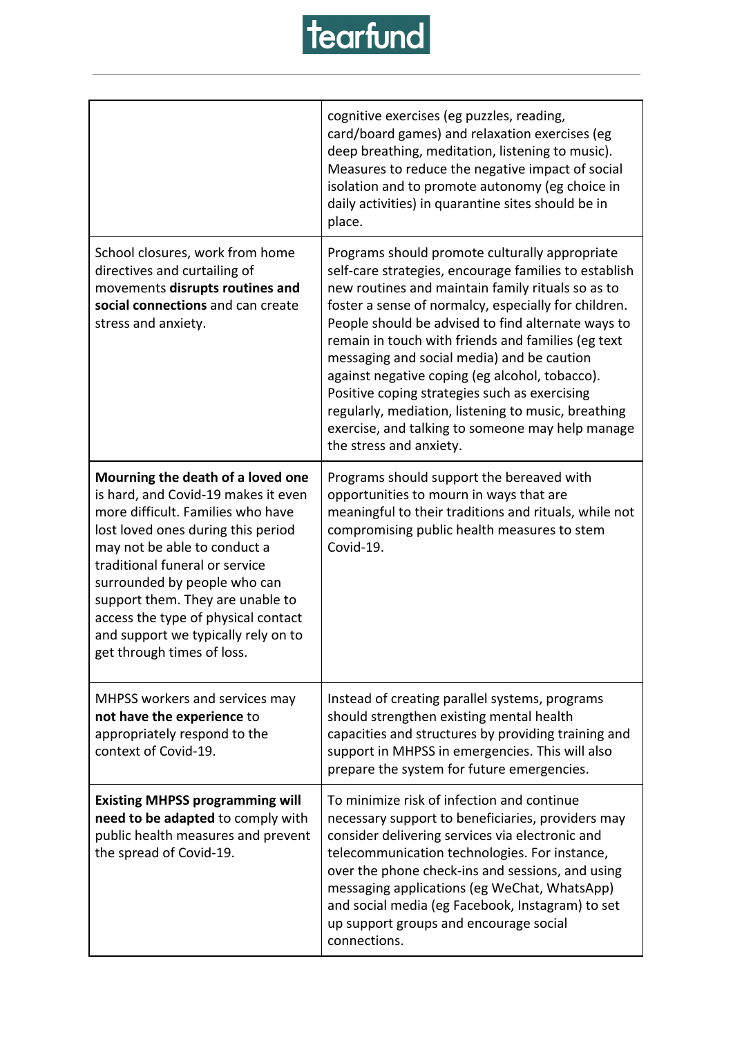| | |
|---|---|
| | cognitive exercises (eg puzzles, reading, card/board games) and relaxation exercises (eg deep breathing, meditation, listening to music). Measures to reduce the negative impact of social isolation and to promote autonomy (eg choice in daily activities) in quarantine sites should be in place. |
| School closures, work from home directives and curtailing of movements **disrupts routines and social connections** and can create stress and anxiety. | Programs should promote culturally appropriate self-care strategies, encourage families to establish new routines and maintain family rituals so as to foster a sense of normalcy, especially for children. People should be advised to find alternate ways to remain in touch with friends and families (eg text messaging and social media) and be caution against negative coping (eg alcohol, tobacco). Positive coping strategies such as exercising regularly, mediation, listening to music, breathing exercise, and talking to someone may help manage the stress and anxiety. |
| **Mourning the death of a loved one** is hard, and Covid-19 makes it even more difficult. Families who have lost loved ones during this period may not be able to conduct a traditional funeral or service surrounded by people who can support them. They are unable to access the type of physical contact and support we typically rely on to get through times of loss. | Programs should support the bereaved with opportunities to mourn in ways that are meaningful to their traditions and rituals, while not compromising public health measures to stem Covid-19. |
| MHPSS workers and services may **not have the experience** to appropriately respond to the context of Covid-19. | Instead of creating parallel systems, programs should strengthen existing mental health capacities and structures by providing training and support in MHPSS in emergencies. This will also prepare the system for future emergencies. |
| **Existing MHPSS programming will need to be adapted** to comply with public health measures and prevent the spread of Covid-19. | To minimize risk of infection and continue necessary support to beneficiaries, providers may consider delivering services via electronic and telecommunication technologies. For instance, over the phone check-ins and sessions, and using messaging applications (eg WeChat, WhatsApp) and social media (eg Facebook, Instagram) to set up support groups and encourage social connections. |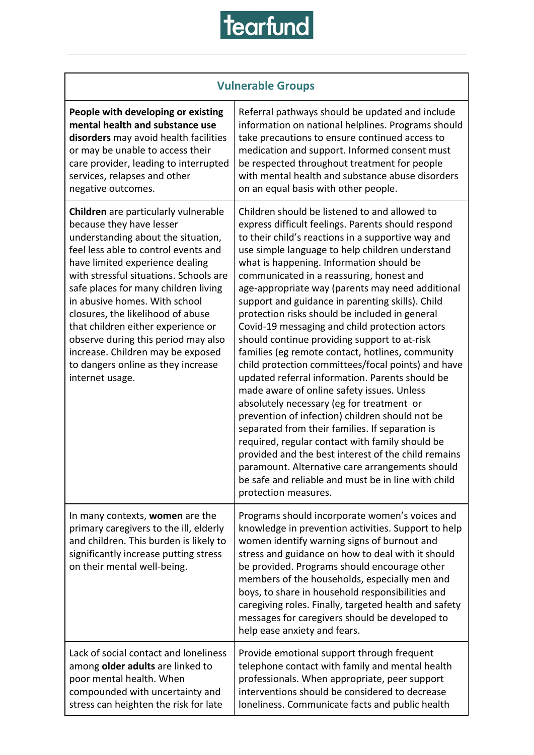| Vulnerable Groups | |
|---|---|
| **People with developing or existing mental health and substance use disorders** may avoid health facilities or may be unable to access their care provider, leading to interrupted services, relapses and other negative outcomes. | Referral pathways should be updated and include information on national helplines. Programs should take precautions to ensure continued access to medication and support. Informed consent must be respected throughout treatment for people with mental health and substance abuse disorders on an equal basis with other people. |
| **Children** are particularly vulnerable because they have lesser understanding about the situation, feel less able to control events and have limited experience dealing with stressful situations. Schools are safe places for many children living in abusive homes. With school closures, the likelihood of abuse that children either experience or observe during this period may also increase. Children may be exposed to dangers online as they increase internet usage. | Children should be listened to and allowed to express difficult feelings. Parents should respond to their child's reactions in a supportive way and use simple language to help children understand what is happening. Information should be communicated in a reassuring, honest and age-appropriate way (parents may need additional support and guidance in parenting skills). Child protection risks should be included in general Covid-19 messaging and child protection actors should continue providing support to at-risk families (eg remote contact, hotlines, community child protection committees/focal points) and have updated referral information. Parents should be made aware of online safety issues. Unless absolutely necessary (eg for treatment or prevention of infection) children should not be separated from their families. If separation is required, regular contact with family should be provided and the best interest of the child remains paramount. Alternative care arrangements should be safe and reliable and must be in line with child protection measures. |
| In many contexts, **women** are the primary caregivers to the ill, elderly and children. This burden is likely to significantly increase putting stress on their mental well-being. | Programs should incorporate women's voices and knowledge in prevention activities. Support to help women identify warning signs of burnout and stress and guidance on how to deal with it should be provided. Programs should encourage other members of the households, especially men and boys, to share in household responsibilities and caregiving roles. Finally, targeted health and safety messages for caregivers should be developed to help ease anxiety and fears. |
| Lack of social contact and loneliness among **older adults** are linked to poor mental health. When compounded with uncertainty and stress can heighten the risk for late | Provide emotional support through frequent telephone contact with family and mental health professionals. When appropriate, peer support interventions should be considered to decrease loneliness. Communicate facts and public health |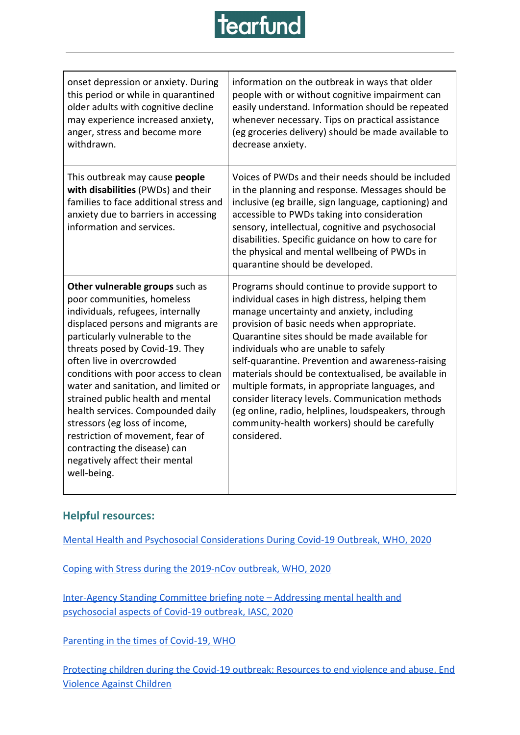| | |
|---|---|
| onset depression or anxiety. During this period or while in quarantined older adults with cognitive decline may experience increased anxiety, anger, stress and become more withdrawn. | information on the outbreak in ways that older people with or without cognitive impairment can easily understand. Information should be repeated whenever necessary. Tips on practical assistance (eg groceries delivery) should be made available to decrease anxiety. |
| This outbreak may cause **people with disabilities** (PWDs) and their families to face additional stress and anxiety due to barriers in accessing information and services. | Voices of PWDs and their needs should be included in the planning and response. Messages should be inclusive (eg braille, sign language, captioning) and accessible to PWDs taking into consideration sensory, intellectual, cognitive and psychosocial disabilities. Specific guidance on how to care for the physical and mental wellbeing of PWDs in quarantine should be developed. |
| **Other vulnerable groups** such as poor communities, homeless individuals, refugees, internally displaced persons and migrants are particularly vulnerable to the threats posed by Covid-19. They often live in overcrowded conditions with poor access to clean water and sanitation, and limited or strained public health and mental health services. Compounded daily stressors (eg loss of income, restriction of movement, fear of contracting the disease) can negatively affect their mental well-being. | Programs should continue to provide support to individual cases in high distress, helping them manage uncertainty and anxiety, including provision of basic needs when appropriate. Quarantine sites should be made available for individuals who are unable to safely self-quarantine. Prevention and awareness-raising materials should be contextualised, be available in multiple formats, in appropriate languages, and consider literacy levels. Communication methods (eg online, radio, helplines, loudspeakers, through community-health workers) should be carefully considered. |

## Helpful resources:

Mental Health and Psychosocial Considerations During Covid-19 Outbreak, WHO, 2020

Coping with Stress during the 2019-nCov outbreak, WHO, 2020

Inter-Agency Standing Committee briefing note – Addressing mental health and psychosocial aspects of Covid-19 outbreak, IASC, 2020

Parenting in the times of Covid-19, WHO

Protecting children during the Covid-19 outbreak: Resources to end violence and abuse, End Violence Against Children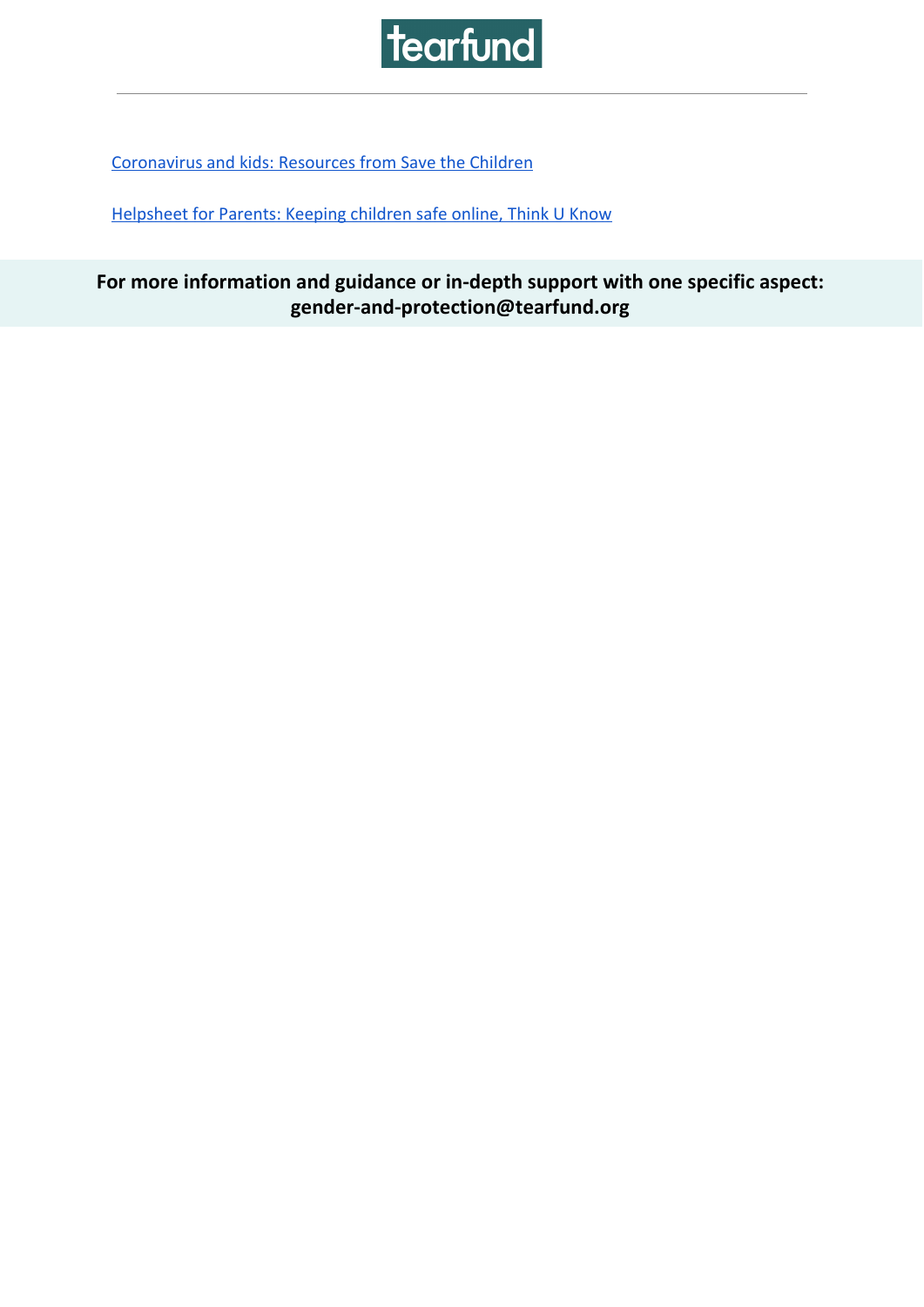Coronavirus and kids: Resources from Save the Children

Helpsheet for Parents: Keeping children safe online, Think U Know

**For more information and guidance or in-depth support with one specific aspect: gender-and-protection@tearfund.org**